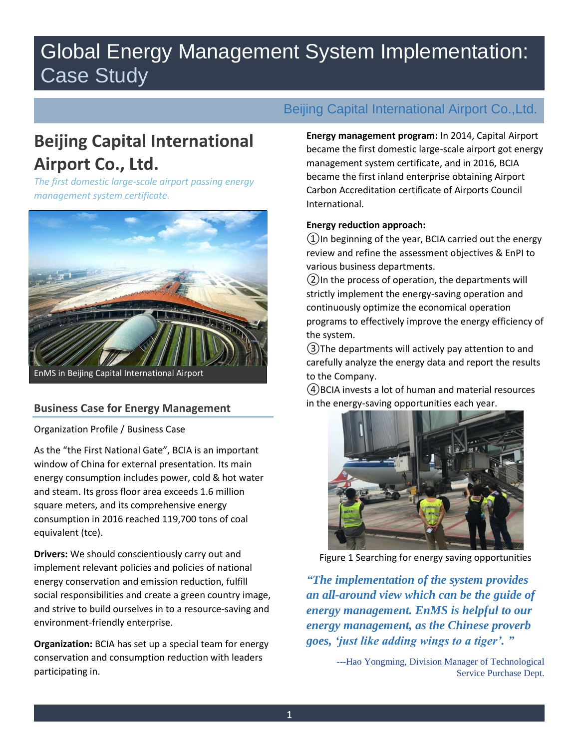# Global Energy Management System Implementation: Case Study

Beijing Capital International Airport Co.,Ltd.

## Beijing Capital International Airport Co., Ltd.

*The first domestic large-scale airport passing energy management system certificate.*

EnMS in Beijing Capital International Airport

### Business Case for Energy Management

Organization Profile / Business Case

As the "the First National Gate", BCIA is an important window of China for external presentation. Its main energy consumption includes power, cold & hot water and steam. Its gross floor area exceeds 1.6 million square meters, and its comprehensive energy consumption in 2016 reached 119,700 tons of coal equivalent (tce).

**Drivers:** We should conscientiously carry out and implement relevant policies and policies of national energy conservation and emission reduction, fulfill social responsibilities and create a green country image, and strive to build ourselves in to a resource-saving and environment-friendly enterprise.

**Organization:** BCIA has set up a special team for energy conservation and consumption reduction with leaders participating in.

**Energy management program:** In 2014, Capital Airport became the first domestic large-scale airport got energy management system certificate, and in 2016, BCIA became the first inland enterprise obtaining Airport Carbon Accreditation certificate of Airports Council International.

**Energy reduction approach:**

①In beginning of the year, BCIA carried out the energy review and refine the assessment objectives & EnPI to various business departments.

②In the process of operation, the departments will strictly implement the energy-saving operation and continuously optimize the economical operation programs to effectively improve the energy efficiency of the system.

③The departments will actively pay attention to and carefully analyze the energy data and report the results to the Company.

④BCIA invests a lot of human and material resources in the energy-saving opportunities each year.

Figure 1 Searching for energy saving opportunities

***"The implementation of the system provides an all-around view which can be the guide of energy management. EnMS is helpful to our energy management, as the Chinese proverb goes, 'just like adding wings to a tiger'. "***

---Hao Yongming, Division Manager of Technological Service Purchase Dept.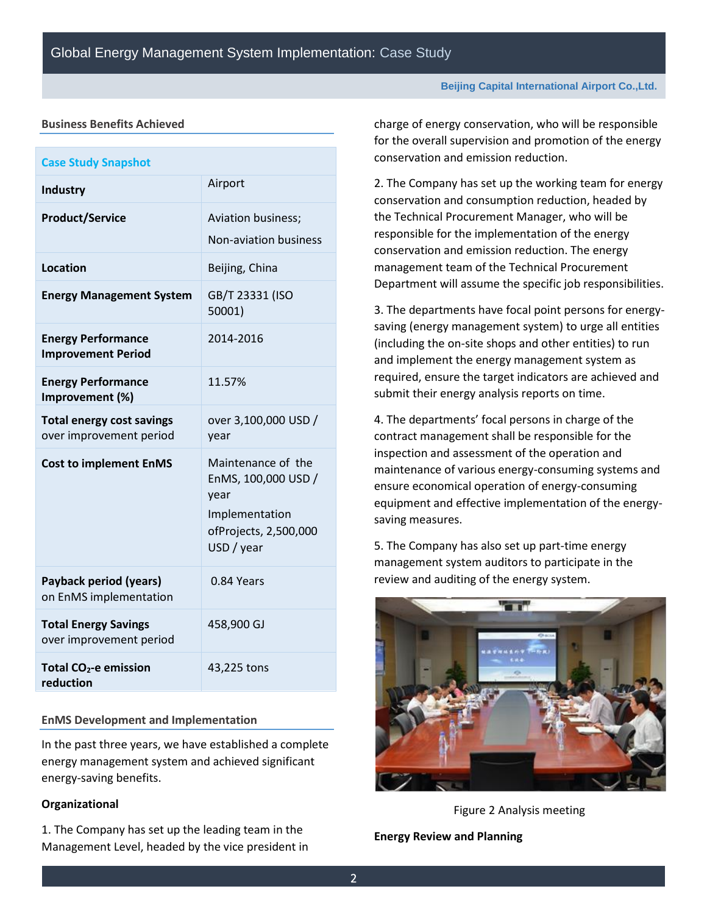## Business Benefits Achieved

| Case Study Snapshot | |
|---|---|
| **Industry** | Airport |
| **Product/Service** | Aviation business; Non-aviation business |
| **Location** | Beijing, China |
| **Energy Management System** | GB/T 23331 (ISO 50001) |
| **Energy Performance Improvement Period** | 2014-2016 |
| **Energy Performance Improvement (%)** | 11.57% |
| **Total energy cost savings** over improvement period | over 3,100,000 USD / year |
| **Cost to implement EnMS** | Maintenance of the EnMS, 100,000 USD / year<br>Implementation ofProjects, 2,500,000 USD / year |
| **Payback period (years)** on EnMS implementation | 0.84 Years |
| **Total Energy Savings** over improvement period | 458,900 GJ |
| **Total $CO_2$-e emission reduction** | 43,225 tons |

## EnMS Development and Implementation

In the past three years, we have established a complete energy management system and achieved significant energy-saving benefits.

**Organizational**

1. The Company has set up the leading team in the Management Level, headed by the vice president in charge of energy conservation, who will be responsible for the overall supervision and promotion of the energy conservation and emission reduction.

2. The Company has set up the working team for energy conservation and consumption reduction, headed by the Technical Procurement Manager, who will be responsible for the implementation of the energy conservation and emission reduction. The energy management team of the Technical Procurement Department will assume the specific job responsibilities.

3. The departments have focal point persons for energy-saving (energy management system) to urge all entities (including the on-site shops and other entities) to run and implement the energy management system as required, ensure the target indicators are achieved and submit their energy analysis reports on time.

4. The departments' focal persons in charge of the contract management shall be responsible for the inspection and assessment of the operation and maintenance of various energy-consuming systems and ensure economical operation of energy-consuming equipment and effective implementation of the energy-saving measures.

5. The Company has also set up part-time energy management system auditors to participate in the review and auditing of the energy system.

Figure 2 Analysis meeting

**Energy Review and Planning**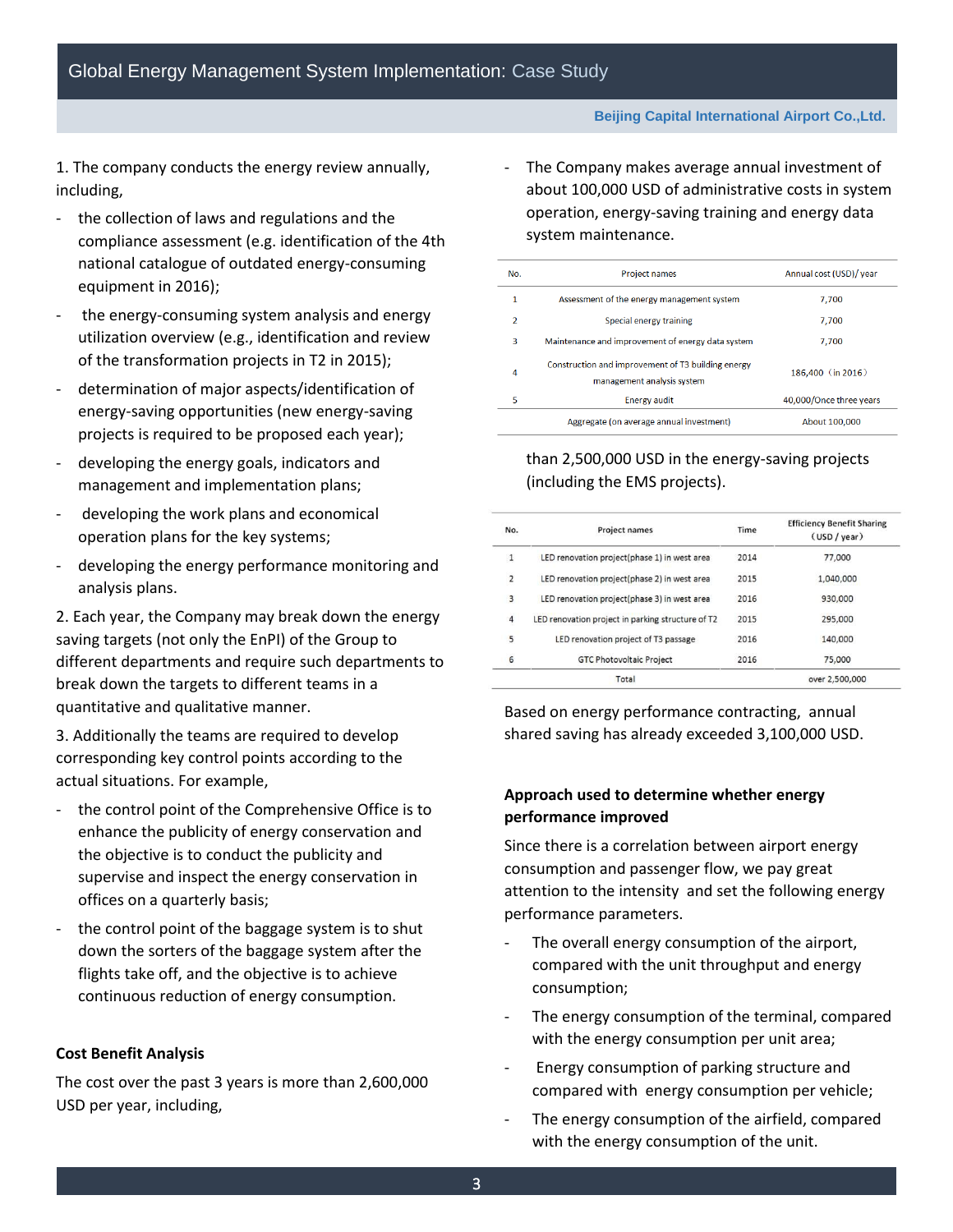1. The company conducts the energy review annually, including,

- the collection of laws and regulations and the compliance assessment (e.g. identification of the 4th national catalogue of outdated energy-consuming equipment in 2016);
- the energy-consuming system analysis and energy utilization overview (e.g., identification and review of the transformation projects in T2 in 2015);
- determination of major aspects/identification of energy-saving opportunities (new energy-saving projects is required to be proposed each year);
- developing the energy goals, indicators and management and implementation plans;
- developing the work plans and economical operation plans for the key systems;
- developing the energy performance monitoring and analysis plans.

2. Each year, the Company may break down the energy saving targets (not only the EnPI) of the Group to different departments and require such departments to break down the targets to different teams in a quantitative and qualitative manner.

3. Additionally the teams are required to develop corresponding key control points according to the actual situations. For example,

- the control point of the Comprehensive Office is to enhance the publicity of energy conservation and the objective is to conduct the publicity and supervise and inspect the energy conservation in offices on a quarterly basis;
- the control point of the baggage system is to shut down the sorters of the baggage system after the flights take off, and the objective is to achieve continuous reduction of energy consumption.

### Cost Benefit Analysis

The cost over the past 3 years is more than 2,600,000 USD per year, including,

- The Company makes average annual investment of about 100,000 USD of administrative costs in system operation, energy-saving training and energy data system maintenance.

| No. | Project names | Annual cost (USD)/ year |
|---|---|---|
| 1 | Assessment of the energy management system | 7,700 |
| 2 | Special energy training | 7,700 |
| 3 | Maintenance and improvement of energy data system | 7,700 |
| 4 | Construction and improvement of T3 building energy management analysis system | 186,400 （in 2016） |
| 5 | Energy audit | 40,000/Once three years |
| | Aggregate (on average annual investment) | About 100,000 |

than 2,500,000 USD in the energy-saving projects (including the EMS projects).

| No. | Project names | Time | Efficiency Benefit Sharing （USD / year） |
|---|---|---|---|
| 1 | LED renovation project(phase 1) in west area | 2014 | 77,000 |
| 2 | LED renovation project(phase 2) in west area | 2015 | 1,040,000 |
| 3 | LED renovation project(phase 3) in west area | 2016 | 930,000 |
| 4 | LED renovation project in parking structure of T2 | 2015 | 295,000 |
| 5 | LED renovation project of T3 passage | 2016 | 140,000 |
| 6 | GTC Photovoltaic Project | 2016 | 75,000 |
| | Total | | over 2,500,000 |

Based on energy performance contracting, annual shared saving has already exceeded 3,100,000 USD.

### Approach used to determine whether energy performance improved

Since there is a correlation between airport energy consumption and passenger flow, we pay great attention to the intensity and set the following energy performance parameters.

- The overall energy consumption of the airport, compared with the unit throughput and energy consumption;
- The energy consumption of the terminal, compared with the energy consumption per unit area;
- Energy consumption of parking structure and compared with energy consumption per vehicle;
- The energy consumption of the airfield, compared with the energy consumption of the unit.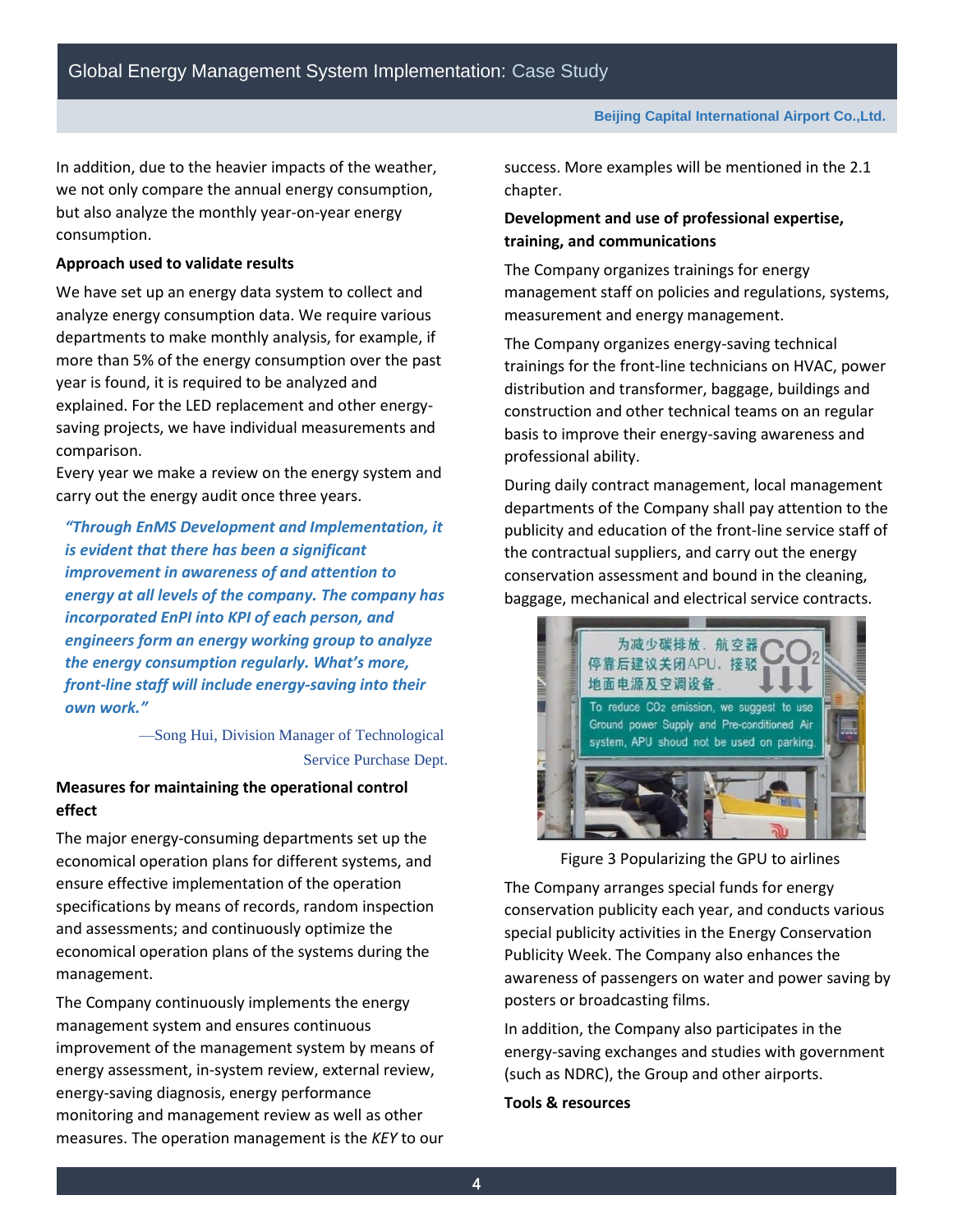In addition, due to the heavier impacts of the weather, we not only compare the annual energy consumption, but also analyze the monthly year-on-year energy consumption.

**Approach used to validate results**

We have set up an energy data system to collect and analyze energy consumption data. We require various departments to make monthly analysis, for example, if more than 5% of the energy consumption over the past year is found, it is required to be analyzed and explained. For the LED replacement and other energy-saving projects, we have individual measurements and comparison.

Every year we make a review on the energy system and carry out the energy audit once three years.

> ***"Through EnMS Development and Implementation, it is evident that there has been a significant improvement in awareness of and attention to energy at all levels of the company. The company has incorporated EnPI into KPI of each person, and engineers form an energy working group to analyze the energy consumption regularly. What's more, front-line staff will include energy-saving into their own work."***
>
> —Song Hui, Division Manager of Technological Service Purchase Dept.

**Measures for maintaining the operational control effect**

The major energy-consuming departments set up the economical operation plans for different systems, and ensure effective implementation of the operation specifications by means of records, random inspection and assessments; and continuously optimize the economical operation plans of the systems during the management.

The Company continuously implements the energy management system and ensures continuous improvement of the management system by means of energy assessment, in-system review, external review, energy-saving diagnosis, energy performance monitoring and management review as well as other measures. The operation management is the *KEY* to our success. More examples will be mentioned in the 2.1 chapter.

**Development and use of professional expertise, training, and communications**

The Company organizes trainings for energy management staff on policies and regulations, systems, measurement and energy management.

The Company organizes energy-saving technical trainings for the front-line technicians on HVAC, power distribution and transformer, baggage, buildings and construction and other technical teams on an regular basis to improve their energy-saving awareness and professional ability.

During daily contract management, local management departments of the Company shall pay attention to the publicity and education of the front-line service staff of the contractual suppliers, and carry out the energy conservation assessment and bound in the cleaning, baggage, mechanical and electrical service contracts.

Figure 3 Popularizing the GPU to airlines

The Company arranges special funds for energy conservation publicity each year, and conducts various special publicity activities in the Energy Conservation Publicity Week. The Company also enhances the awareness of passengers on water and power saving by posters or broadcasting films.

In addition, the Company also participates in the energy-saving exchanges and studies with government (such as NDRC), the Group and other airports.

**Tools & resources**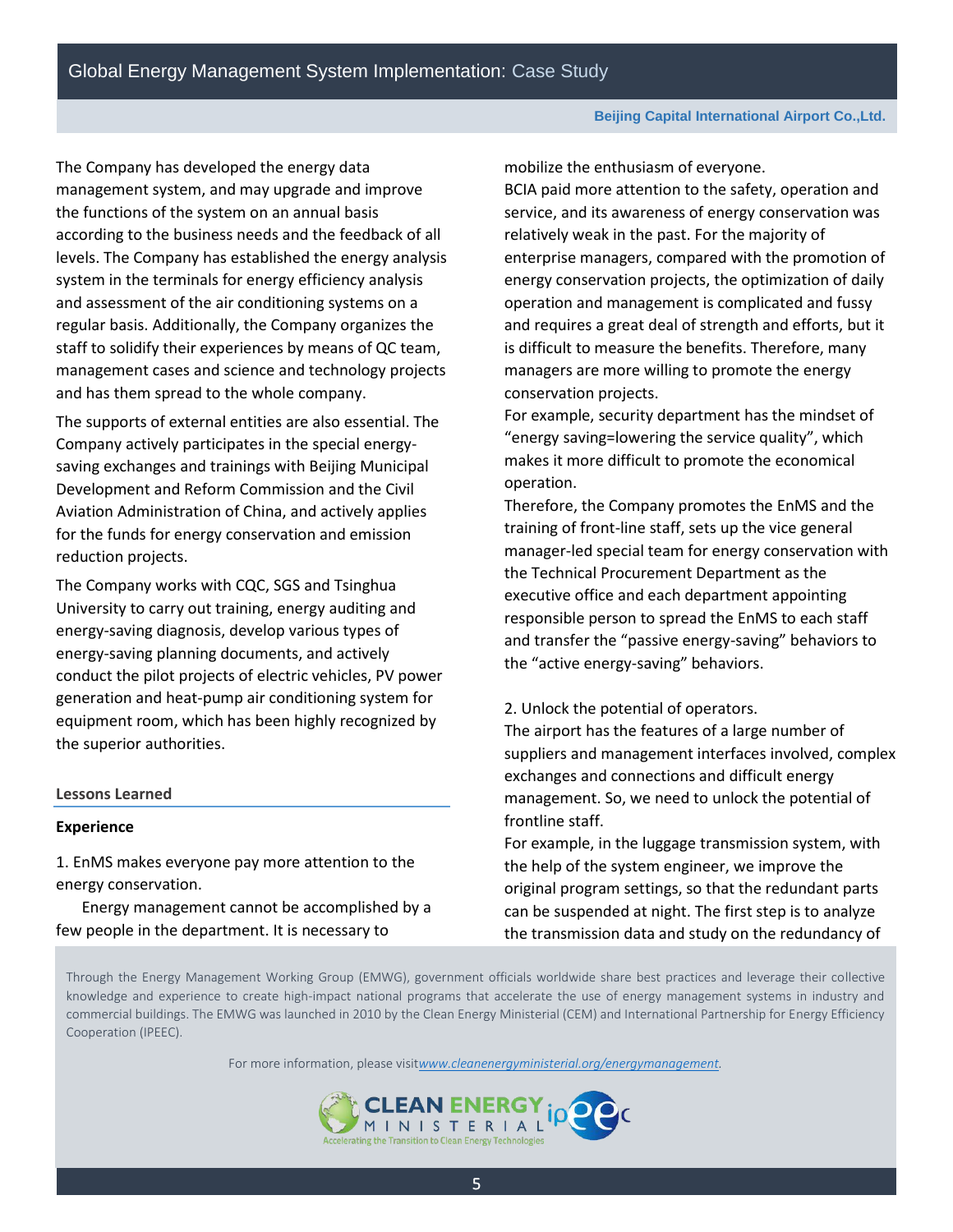The Company has developed the energy data management system, and may upgrade and improve the functions of the system on an annual basis according to the business needs and the feedback of all levels. The Company has established the energy analysis system in the terminals for energy efficiency analysis and assessment of the air conditioning systems on a regular basis. Additionally, the Company organizes the staff to solidify their experiences by means of QC team, management cases and science and technology projects and has them spread to the whole company.

The supports of external entities are also essential. The Company actively participates in the special energy-saving exchanges and trainings with Beijing Municipal Development and Reform Commission and the Civil Aviation Administration of China, and actively applies for the funds for energy conservation and emission reduction projects.

The Company works with CQC, SGS and Tsinghua University to carry out training, energy auditing and energy-saving diagnosis, develop various types of energy-saving planning documents, and actively conduct the pilot projects of electric vehicles, PV power generation and heat-pump air conditioning system for equipment room, which has been highly recognized by the superior authorities.

## Lessons Learned

### Experience

1. EnMS makes everyone pay more attention to the energy conservation.

Energy management cannot be accomplished by a few people in the department. It is necessary to mobilize the enthusiasm of everyone.

BCIA paid more attention to the safety, operation and service, and its awareness of energy conservation was relatively weak in the past. For the majority of enterprise managers, compared with the promotion of energy conservation projects, the optimization of daily operation and management is complicated and fussy and requires a great deal of strength and efforts, but it is difficult to measure the benefits. Therefore, many managers are more willing to promote the energy conservation projects.

For example, security department has the mindset of "energy saving=lowering the service quality", which makes it more difficult to promote the economical operation.

Therefore, the Company promotes the EnMS and the training of front-line staff, sets up the vice general manager-led special team for energy conservation with the Technical Procurement Department as the executive office and each department appointing responsible person to spread the EnMS to each staff and transfer the "passive energy-saving" behaviors to the "active energy-saving" behaviors.

2. Unlock the potential of operators.

The airport has the features of a large number of suppliers and management interfaces involved, complex exchanges and connections and difficult energy management. So, we need to unlock the potential of frontline staff.

For example, in the luggage transmission system, with the help of the system engineer, we improve the original program settings, so that the redundant parts can be suspended at night. The first step is to analyze the transmission data and study on the redundancy of

Through the Energy Management Working Group (EMWG), government officials worldwide share best practices and leverage their collective knowledge and experience to create high-impact national programs that accelerate the use of energy management systems in industry and commercial buildings. The EMWG was launched in 2010 by the Clean Energy Ministerial (CEM) and International Partnership for Energy Efficiency Cooperation (IPEEC).

For more information, please visit *www.cleanenergyministerial.org/energymanagement*.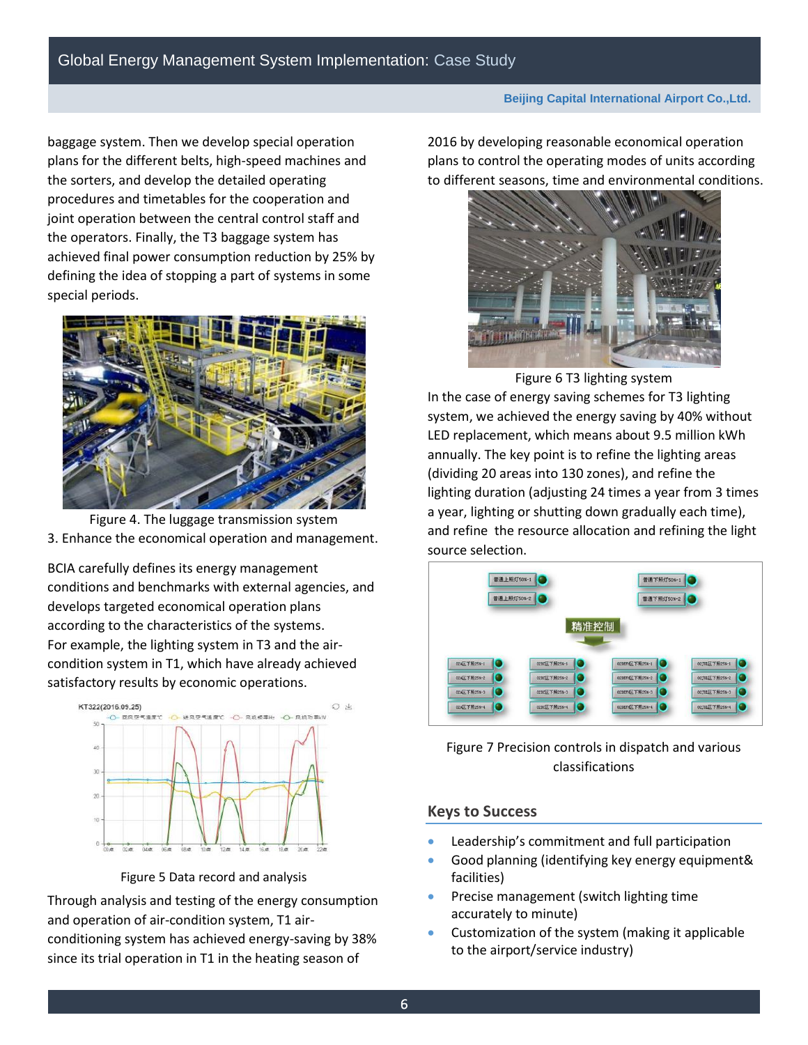baggage system. Then we develop special operation plans for the different belts, high-speed machines and the sorters, and develop the detailed operating procedures and timetables for the cooperation and joint operation between the central control staff and the operators. Finally, the T3 baggage system has achieved final power consumption reduction by 25% by defining the idea of stopping a part of systems in some special periods.

Figure 4. The luggage transmission system

3. Enhance the economical operation and management.

BCIA carefully defines its energy management conditions and benchmarks with external agencies, and develops targeted economical operation plans according to the characteristics of the systems. For example, the lighting system in T3 and the air-condition system in T1, which have already achieved satisfactory results by economic operations.

Figure 5 Data record and analysis

Through analysis and testing of the energy consumption and operation of air-condition system, T1 air-conditioning system has achieved energy-saving by 38% since its trial operation in T1 in the heating season of 2016 by developing reasonable economical operation plans to control the operating modes of units according to different seasons, time and environmental conditions.

Figure 6 T3 lighting system

In the case of energy saving schemes for T3 lighting system, we achieved the energy saving by 40% without LED replacement, which means about 9.5 million kWh annually. The key point is to refine the lighting areas (dividing 20 areas into 130 zones), and refine the lighting duration (adjusting 24 times a year from 3 times a year, lighting or shutting down gradually each time), and refine the resource allocation and refining the light source selection.

Figure 7 Precision controls in dispatch and various classifications

## Keys to Success

- Leadership's commitment and full participation
- Good planning (identifying key energy equipment& facilities)
- Precise management (switch lighting time accurately to minute)
- Customization of the system (making it applicable to the airport/service industry)